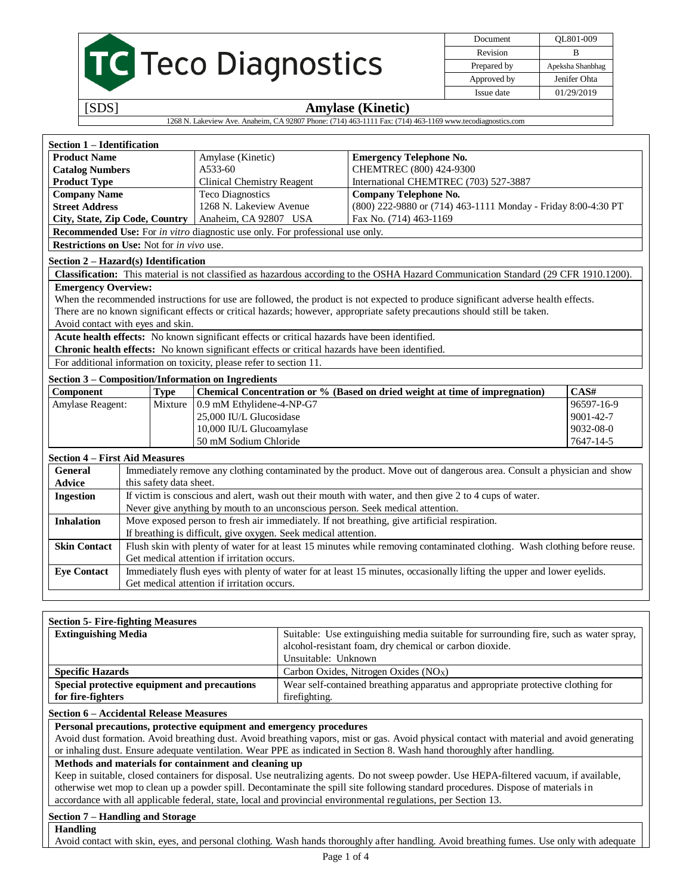Teco Diagnostics

| Document | QL801-009 |
|---|---|
| Revision | B |
| Prepared by | Apeksha Shanbhag |
| Approved by | Jenifer Ohta |
| Issue date | 01/29/2019 |

[SDS] **Amylase (Kinetic)**

1268 N. Lakeview Ave. Anaheim, CA 92807 Phone: (714) 463-1111 Fax: (714) 463-1169 www.tecodiagnostics.com

## Section 1 – Identification

| | | |
|---|---|---|
| **Product Name** | Amylase (Kinetic) | **Emergency Telephone No.** |
| **Catalog Numbers** | A533-60 | CHEMTREC (800) 424-9300 |
| **Product Type** | Clinical Chemistry Reagent | International CHEMTREC (703) 527-3887 |
| **Company Name** | Teco Diagnostics | **Company Telephone No.** |
| **Street Address** | 1268 N. Lakeview Avenue | (800) 222-9880 or (714) 463-1111 Monday - Friday 8:00-4:30 PT |
| **City, State, Zip Code, Country** | Anaheim, CA 92807 USA | Fax No. (714) 463-1169 |

**Recommended Use:** For *in vitro* diagnostic use only. For professional use only.

**Restrictions on Use:** Not for *in vivo* use.

## Section 2 – Hazard(s) Identification

**Classification:** This material is not classified as hazardous according to the OSHA Hazard Communication Standard (29 CFR 1910.1200).

**Emergency Overview:**

When the recommended instructions for use are followed, the product is not expected to produce significant adverse health effects.
There are no known significant effects or critical hazards; however, appropriate safety precautions should still be taken.
Avoid contact with eyes and skin.

**Acute health effects:** No known significant effects or critical hazards have been identified.

**Chronic health effects:** No known significant effects or critical hazards have been identified.

For additional information on toxicity, please refer to section 11.

## Section 3 – Composition/Information on Ingredients

| Component | Type | Chemical Concentration or % (Based on dried weight at time of impregnation) | CAS# |
|---|---|---|---|
| Amylase Reagent: | Mixture | 0.9 mM Ethylidene-4-NP-G7 | 96597-16-9 |
| | | 25,000 IU/L Glucosidase | 9001-42-7 |
| | | 10,000 IU/L Glucoamylase | 9032-08-0 |
| | | 50 mM Sodium Chloride | 7647-14-5 |

## Section 4 – First Aid Measures

| | |
|---|---|
| **General Advice** | Immediately remove any clothing contaminated by the product. Move out of dangerous area. Consult a physician and show this safety data sheet. |
| **Ingestion** | If victim is conscious and alert, wash out their mouth with water, and then give 2 to 4 cups of water. Never give anything by mouth to an unconscious person. Seek medical attention. |
| **Inhalation** | Move exposed person to fresh air immediately. If not breathing, give artificial respiration. If breathing is difficult, give oxygen. Seek medical attention. |
| **Skin Contact** | Flush skin with plenty of water for at least 15 minutes while removing contaminated clothing. Wash clothing before reuse. Get medical attention if irritation occurs. |
| **Eye Contact** | Immediately flush eyes with plenty of water for at least 15 minutes, occasionally lifting the upper and lower eyelids. Get medical attention if irritation occurs. |

## Section 5- Fire-fighting Measures

| | |
|---|---|
| **Extinguishing Media** | Suitable: Use extinguishing media suitable for surrounding fire, such as water spray, alcohol-resistant foam, dry chemical or carbon dioxide. Unsuitable: Unknown |
| **Specific Hazards** | Carbon Oxides, Nitrogen Oxides ($NO_X$) |
| **Special protective equipment and precautions for fire-fighters** | Wear self-contained breathing apparatus and appropriate protective clothing for firefighting. |

## Section 6 – Accidental Release Measures

**Personal precautions, protective equipment and emergency procedures**

Avoid dust formation. Avoid breathing dust. Avoid breathing vapors, mist or gas. Avoid physical contact with material and avoid generating or inhaling dust. Ensure adequate ventilation. Wear PPE as indicated in Section 8. Wash hand thoroughly after handling.

**Methods and materials for containment and cleaning up**

Keep in suitable, closed containers for disposal. Use neutralizing agents. Do not sweep powder. Use HEPA-filtered vacuum, if available, otherwise wet mop to clean up a powder spill. Decontaminate the spill site following standard procedures. Dispose of materials in accordance with all applicable federal, state, local and provincial environmental regulations, per Section 13.

## Section 7 – Handling and Storage

**Handling**

Avoid contact with skin, eyes, and personal clothing. Wash hands thoroughly after handling. Avoid breathing fumes. Use only with adequate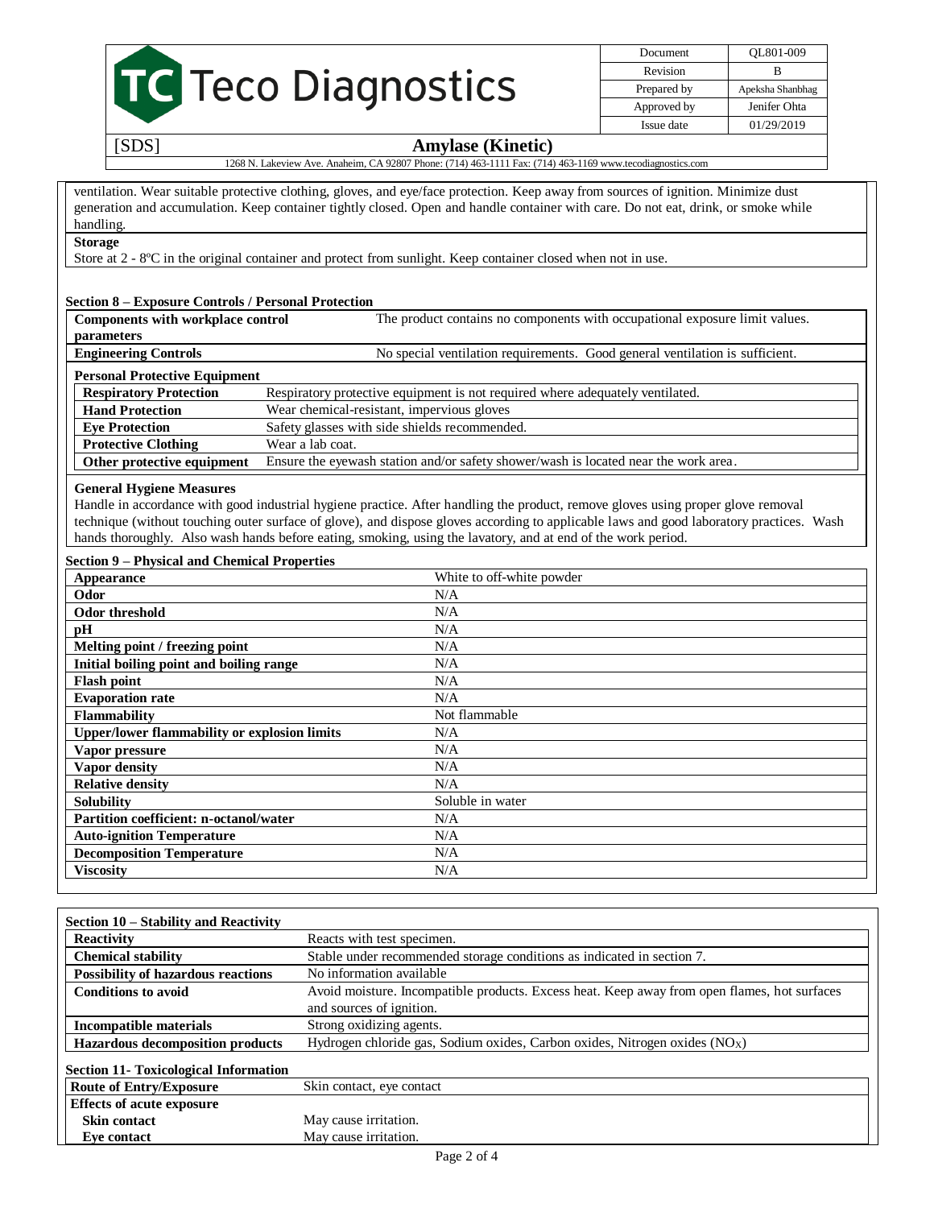ventilation. Wear suitable protective clothing, gloves, and eye/face protection. Keep away from sources of ignition. Minimize dust generation and accumulation. Keep container tightly closed. Open and handle container with care. Do not eat, drink, or smoke while handling.

**Storage**

Store at 2 - 8ºC in the original container and protect from sunlight. Keep container closed when not in use.

### Section 8 – Exposure Controls / Personal Protection

| | |
|---|---|
| **Components with workplace control parameters** | The product contains no components with occupational exposure limit values. |
| **Engineering Controls** | No special ventilation requirements. Good general ventilation is sufficient. |

**Personal Protective Equipment**

| | |
|---|---|
| **Respiratory Protection** | Respiratory protective equipment is not required where adequately ventilated. |
| **Hand Protection** | Wear chemical-resistant, impervious gloves |
| **Eye Protection** | Safety glasses with side shields recommended. |
| **Protective Clothing** | Wear a lab coat. |
| **Other protective equipment** | Ensure the eyewash station and/or safety shower/wash is located near the work area. |

**General Hygiene Measures**

Handle in accordance with good industrial hygiene practice. After handling the product, remove gloves using proper glove removal technique (without touching outer surface of glove), and dispose gloves according to applicable laws and good laboratory practices. Wash hands thoroughly. Also wash hands before eating, smoking, using the lavatory, and at end of the work period.

### Section 9 – Physical and Chemical Properties

| | |
|---|---|
| **Appearance** | White to off-white powder |
| **Odor** | N/A |
| **Odor threshold** | N/A |
| **pH** | N/A |
| **Melting point / freezing point** | N/A |
| **Initial boiling point and boiling range** | N/A |
| **Flash point** | N/A |
| **Evaporation rate** | N/A |
| **Flammability** | Not flammable |
| **Upper/lower flammability or explosion limits** | N/A |
| **Vapor pressure** | N/A |
| **Vapor density** | N/A |
| **Relative density** | N/A |
| **Solubility** | Soluble in water |
| **Partition coefficient: n-octanol/water** | N/A |
| **Auto-ignition Temperature** | N/A |
| **Decomposition Temperature** | N/A |
| **Viscosity** | N/A |

### Section 10 – Stability and Reactivity

| | |
|---|---|
| **Reactivity** | Reacts with test specimen. |
| **Chemical stability** | Stable under recommended storage conditions as indicated in section 7. |
| **Possibility of hazardous reactions** | No information available |
| **Conditions to avoid** | Avoid moisture. Incompatible products. Excess heat. Keep away from open flames, hot surfaces and sources of ignition. |
| **Incompatible materials** | Strong oxidizing agents. |
| **Hazardous decomposition products** | Hydrogen chloride gas, Sodium oxides, Carbon oxides, Nitrogen oxides ($NO_X$) |

### Section 11- Toxicological Information

| | |
|---|---|
| **Route of Entry/Exposure** | Skin contact, eye contact |
| **Effects of acute exposure** | |
| **Skin contact** | May cause irritation. |
| **Eye contact** | May cause irritation. |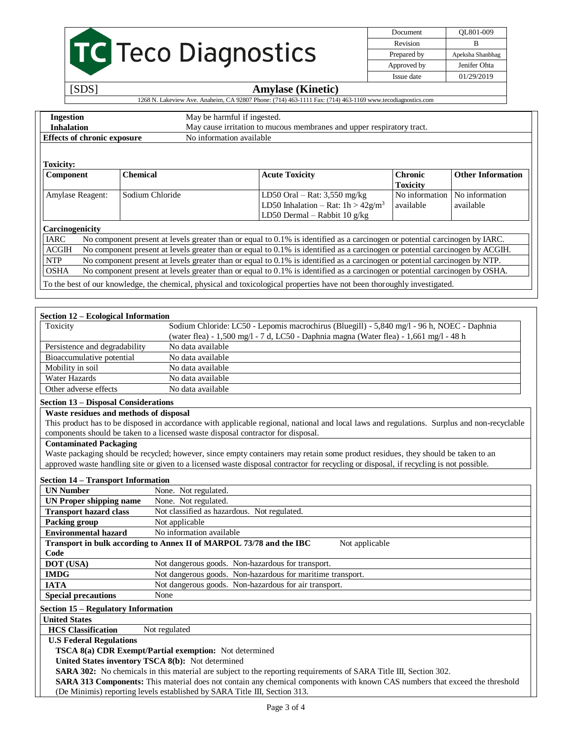| | |
|---|---|
| **Ingestion** | May be harmful if ingested. |
| **Inhalation** | May cause irritation to mucous membranes and upper respiratory tract. |
| **Effects of chronic exposure** | No information available |

**Toxicity:**

| Component | Chemical | Acute Toxicity | Chronic Toxicity | Other Information |
|---|---|---|---|---|
| Amylase Reagent: | Sodium Chloride | LD50 Oral – Rat: 3,550 mg/kg<br>LD50 Inhalation – Rat: 1h > 42g/$m^3$<br>LD50 Dermal – Rabbit 10 g/kg | No information available | No information available |

**Carcinogenicity**

| | |
|---|---|
| IARC | No component present at levels greater than or equal to 0.1% is identified as a carcinogen or potential carcinogen by IARC. |
| ACGIH | No component present at levels greater than or equal to 0.1% is identified as a carcinogen or potential carcinogen by ACGIH. |
| NTP | No component present at levels greater than or equal to 0.1% is identified as a carcinogen or potential carcinogen by NTP. |
| OSHA | No component present at levels greater than or equal to 0.1% is identified as a carcinogen or potential carcinogen by OSHA. |

To the best of our knowledge, the chemical, physical and toxicological properties have not been thoroughly investigated.

## Section 12 – Ecological Information

| | |
|---|---|
| Toxicity | Sodium Chloride: LC50 - Lepomis macrochirus (Bluegill) - 5,840 mg/l - 96 h, NOEC - Daphnia (water flea) - 1,500 mg/l - 7 d, LC50 - Daphnia magna (Water flea) - 1,661 mg/l - 48 h |
| Persistence and degradability | No data available |
| Bioaccumulative potential | No data available |
| Mobility in soil | No data available |
| Water Hazards | No data available |
| Other adverse effects | No data available |

## Section 13 – Disposal Considerations

**Waste residues and methods of disposal**

This product has to be disposed in accordance with applicable regional, national and local laws and regulations. Surplus and non-recyclable components should be taken to a licensed waste disposal contractor for disposal.

**Contaminated Packaging**

Waste packaging should be recycled; however, since empty containers may retain some product residues, they should be taken to an approved waste handling site or given to a licensed waste disposal contractor for recycling or disposal, if recycling is not possible.

## Section 14 – Transport Information

| | |
|---|---|
| **UN Number** | None. Not regulated. |
| **UN Proper shipping name** | None. Not regulated. |
| **Transport hazard class** | Not classified as hazardous. Not regulated. |
| **Packing group** | Not applicable |
| **Environmental hazard** | No information available |
| **Transport in bulk according to Annex II of MARPOL 73/78 and the IBC Code** | Not applicable |
| **DOT (USA)** | Not dangerous goods. Non-hazardous for transport. |
| **IMDG** | Not dangerous goods. Non-hazardous for maritime transport. |
| **IATA** | Not dangerous goods. Non-hazardous for air transport. |
| **Special precautions** | None |

## Section 15 – Regulatory Information

**United States**

**HCS Classification** Not regulated

**U.S Federal Regulations**

**TSCA 8(a) CDR Exempt/Partial exemption:** Not determined

**United States inventory TSCA 8(b):** Not determined

**SARA 302:** No chemicals in this material are subject to the reporting requirements of SARA Title III, Section 302.

**SARA 313 Components:** This material does not contain any chemical components with known CAS numbers that exceed the threshold (De Minimis) reporting levels established by SARA Title III, Section 313.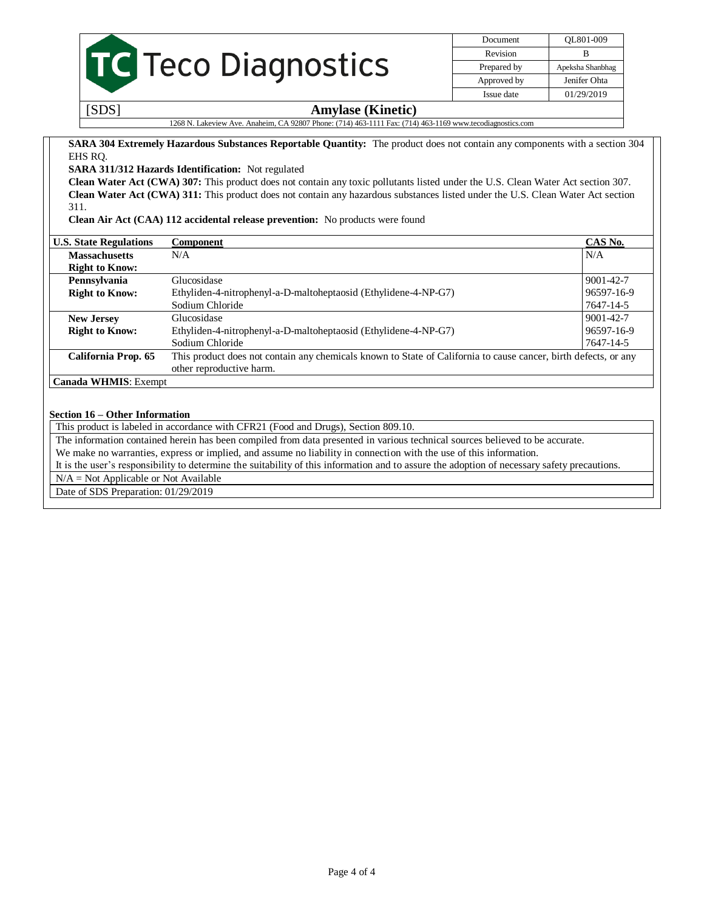**SARA 304 Extremely Hazardous Substances Reportable Quantity:** The product does not contain any components with a section 304 EHS RQ.

**SARA 311/312 Hazards Identification:** Not regulated

**Clean Water Act (CWA) 307:** This product does not contain any toxic pollutants listed under the U.S. Clean Water Act section 307.

**Clean Water Act (CWA) 311:** This product does not contain any hazardous substances listed under the U.S. Clean Water Act section 311.

**Clean Air Act (CAA) 112 accidental release prevention:** No products were found

| U.S. State Regulations | Component | CAS No. |
|---|---|---|
| **Massachusetts Right to Know:** | N/A | N/A |
| **Pennsylvania Right to Know:** | Glucosidase<br>Ethyliden-4-nitrophenyl-a-D-maltoheptaosid (Ethylidene-4-NP-G7)<br>Sodium Chloride | 9001-42-7<br>96597-16-9<br>7647-14-5 |
| **New Jersey Right to Know:** | Glucosidase<br>Ethyliden-4-nitrophenyl-a-D-maltoheptaosid (Ethylidene-4-NP-G7)<br>Sodium Chloride | 9001-42-7<br>96597-16-9<br>7647-14-5 |
| **California Prop. 65** | This product does not contain any chemicals known to State of California to cause cancer, birth defects, or any other reproductive harm. | |
| **Canada WHMIS**: Exempt | | |

### Section 16 – Other Information

This product is labeled in accordance with CFR21 (Food and Drugs), Section 809.10.

The information contained herein has been compiled from data presented in various technical sources believed to be accurate.
We make no warranties, express or implied, and assume no liability in connection with the use of this information.
It is the user's responsibility to determine the suitability of this information and to assure the adoption of necessary safety precautions.

N/A = Not Applicable or Not Available

Date of SDS Preparation: 01/29/2019